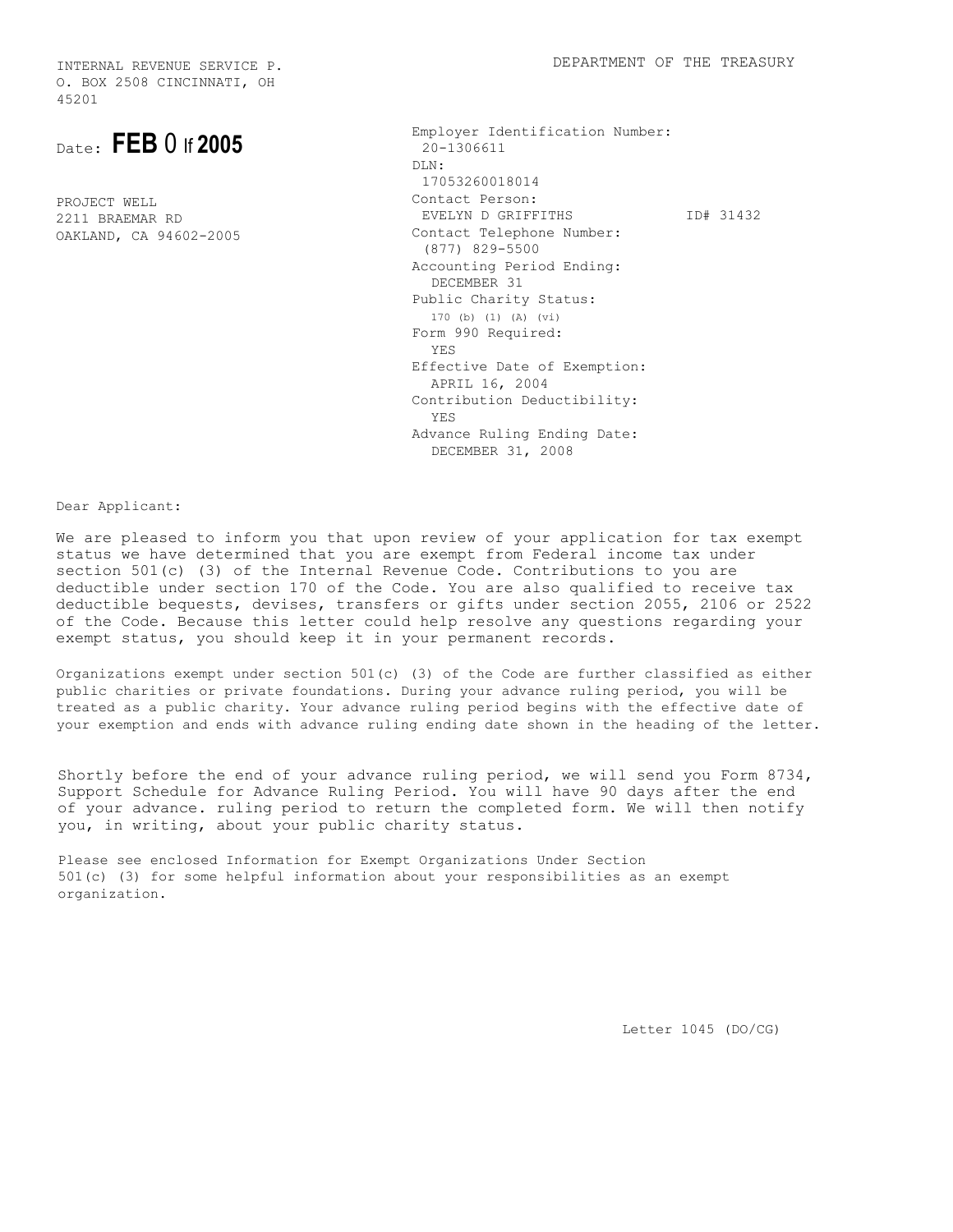INTERNAL REVENUE SERVICE P.
O. BOX 2508 CINCINNATI, OH
45201

DEPARTMENT OF THE TREASURY

Date: **FEB 0 If 2005**

PROJECT WELL
2211 BRAEMAR RD
OAKLAND, CA 94602-2005

Employer Identification Number:
20-1306611
DLN:
17053260018014
Contact Person:
EVELYN D GRIFFITHS ID# 31432
Contact Telephone Number:
(877) 829-5500
Accounting Period Ending:
DECEMBER 31
Public Charity Status:
170 (b) (1) (A) (vi)
Form 990 Required:
YES
Effective Date of Exemption:
APRIL 16, 2004
Contribution Deductibility:
YES
Advance Ruling Ending Date:
DECEMBER 31, 2008

Dear Applicant:

We are pleased to inform you that upon review of your application for tax exempt status we have determined that you are exempt from Federal income tax under section 501(c) (3) of the Internal Revenue Code. Contributions to you are deductible under section 170 of the Code. You are also qualified to receive tax deductible bequests, devises, transfers or gifts under section 2055, 2106 or 2522 of the Code. Because this letter could help resolve any questions regarding your exempt status, you should keep it in your permanent records.

Organizations exempt under section 501(c) (3) of the Code are further classified as either public charities or private foundations. During your advance ruling period, you will be treated as a public charity. Your advance ruling period begins with the effective date of your exemption and ends with advance ruling ending date shown in the heading of the letter.

Shortly before the end of your advance ruling period, we will send you Form 8734, Support Schedule for Advance Ruling Period. You will have 90 days after the end of your advance. ruling period to return the completed form. We will then notify you, in writing, about your public charity status.

Please see enclosed Information for Exempt Organizations Under Section 501(c) (3) for some helpful information about your responsibilities as an exempt organization.

Letter 1045 (DO/CG)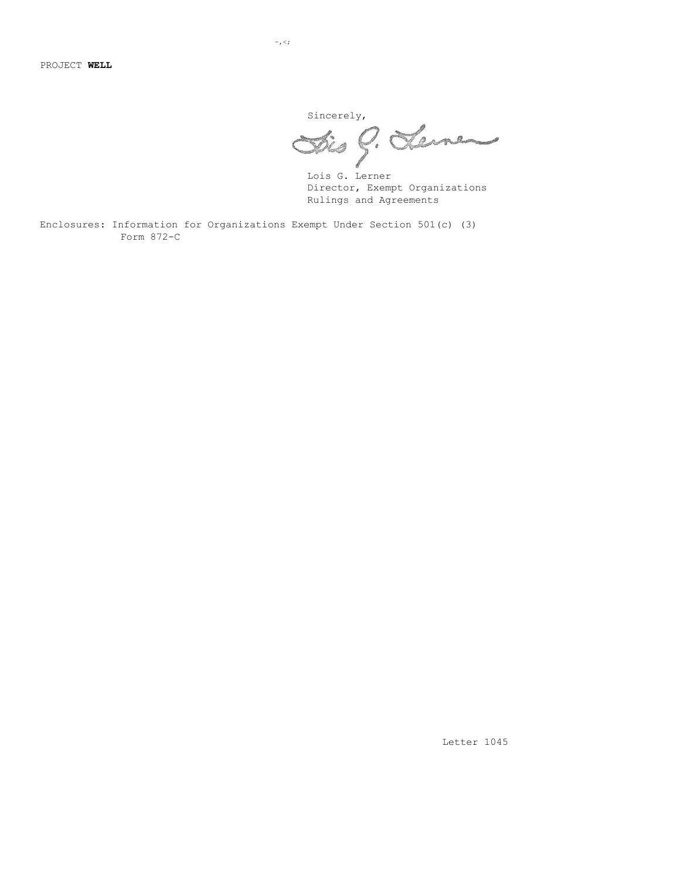PROJECT **WELL**

Sincerely,

Lois G. Lerner
Director, Exempt Organizations
Rulings and Agreements

Enclosures: Information for Organizations Exempt Under Section 501(c) (3)
Form 872-C

Letter 1045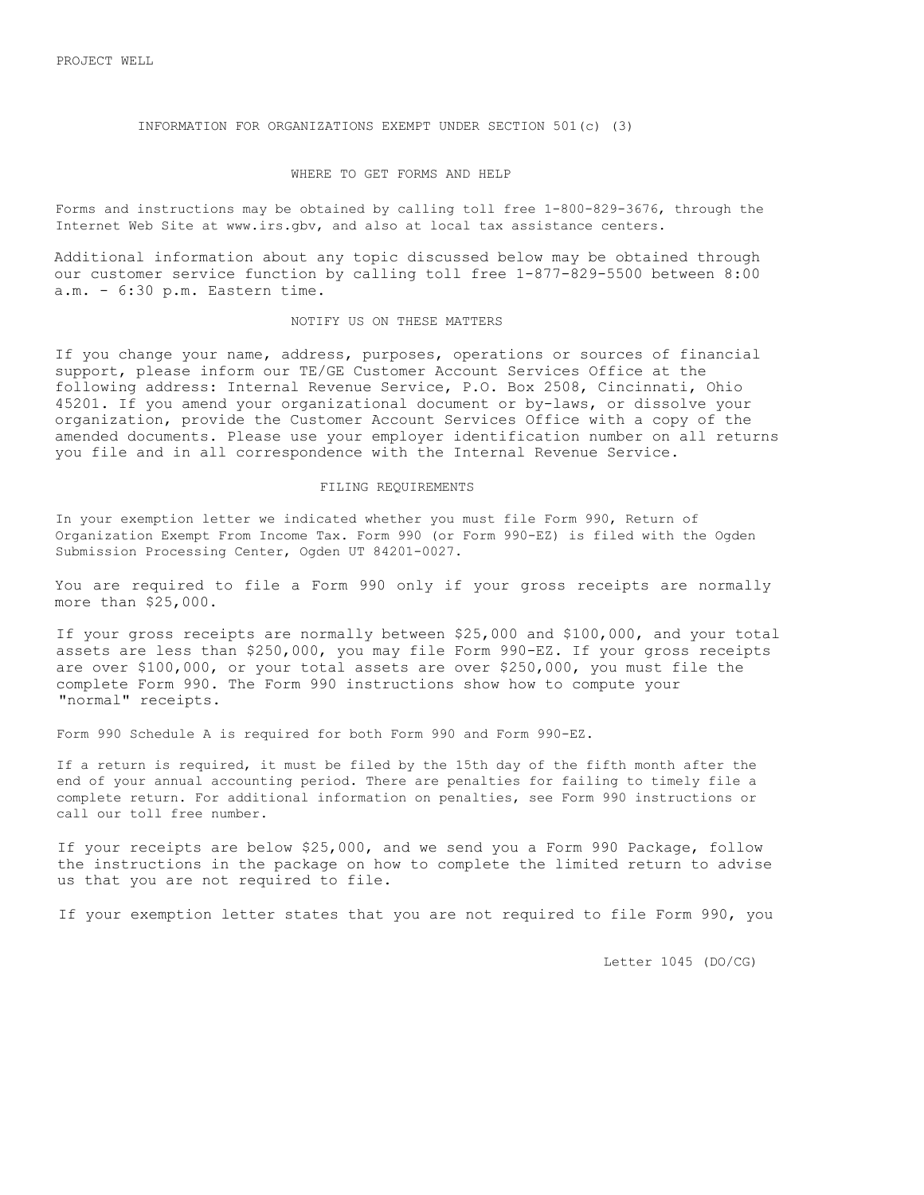PROJECT WELL

## INFORMATION FOR ORGANIZATIONS EXEMPT UNDER SECTION 501(c) (3)

### WHERE TO GET FORMS AND HELP

Forms and instructions may be obtained by calling toll free 1-800-829-3676, through the Internet Web Site at www.irs.gbv, and also at local tax assistance centers.

Additional information about any topic discussed below may be obtained through our customer service function by calling toll free 1-877-829-5500 between 8:00 a.m. - 6:30 p.m. Eastern time.

### NOTIFY US ON THESE MATTERS

If you change your name, address, purposes, operations or sources of financial support, please inform our TE/GE Customer Account Services Office at the following address: Internal Revenue Service, P.O. Box 2508, Cincinnati, Ohio 45201. If you amend your organizational document or by-laws, or dissolve your organization, provide the Customer Account Services Office with a copy of the amended documents. Please use your employer identification number on all returns you file and in all correspondence with the Internal Revenue Service.

### FILING REQUIREMENTS

In your exemption letter we indicated whether you must file Form 990, Return of Organization Exempt From Income Tax. Form 990 (or Form 990-EZ) is filed with the Ogden Submission Processing Center, Ogden UT 84201-0027.

You are required to file a Form 990 only if your gross receipts are normally more than $25,000.

If your gross receipts are normally between $25,000 and $100,000, and your total assets are less than $250,000, you may file Form 990-EZ. If your gross receipts are over $100,000, or your total assets are over $250,000, you must file the complete Form 990. The Form 990 instructions show how to compute your "normal" receipts.

Form 990 Schedule A is required for both Form 990 and Form 990-EZ.

If a return is required, it must be filed by the 15th day of the fifth month after the end of your annual accounting period. There are penalties for failing to timely file a complete return. For additional information on penalties, see Form 990 instructions or call our toll free number.

If your receipts are below $25,000, and we send you a Form 990 Package, follow the instructions in the package on how to complete the limited return to advise us that you are not required to file.

If your exemption letter states that you are not required to file Form 990, you

Letter 1045 (DO/CG)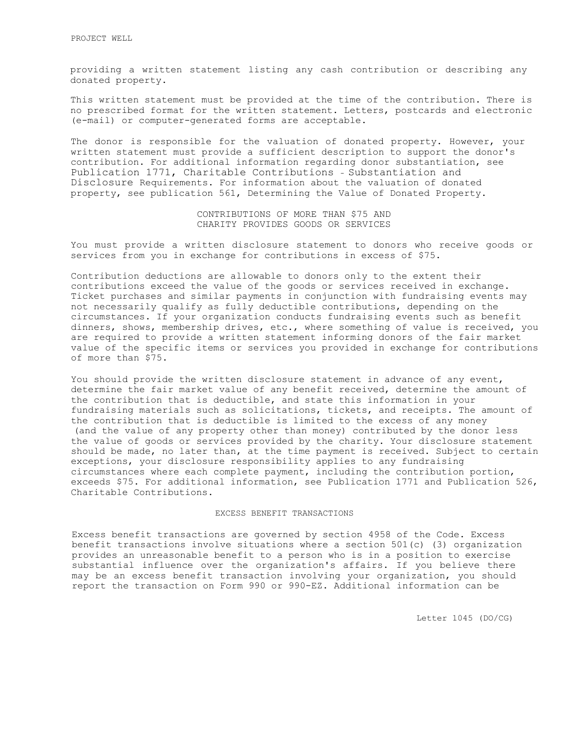providing a written statement listing any cash contribution or describing any donated property.

This written statement must be provided at the time of the contribution. There is no prescribed format for the written statement. Letters, postcards and electronic (e-mail) or computer-generated forms are acceptable.

The donor is responsible for the valuation of donated property. However, your written statement must provide a sufficient description to support the donor's contribution. For additional information regarding donor substantiation, see Publication 1771, Charitable Contributions - Substantiation and Disclosure Requirements. For information about the valuation of donated property, see publication 561, Determining the Value of Donated Property.

## CONTRIBUTIONS OF MORE THAN $75 AND CHARITY PROVIDES GOODS OR SERVICES

You must provide a written disclosure statement to donors who receive goods or services from you in exchange for contributions in excess of $75.

Contribution deductions are allowable to donors only to the extent their contributions exceed the value of the goods or services received in exchange. Ticket purchases and similar payments in conjunction with fundraising events may not necessarily qualify as fully deductible contributions, depending on the circumstances. If your organization conducts fundraising events such as benefit dinners, shows, membership drives, etc., where something of value is received, you are required to provide a written statement informing donors of the fair market value of the specific items or services you provided in exchange for contributions of more than $75.

You should provide the written disclosure statement in advance of any event, determine the fair market value of any benefit received, determine the amount of the contribution that is deductible, and state this information in your fundraising materials such as solicitations, tickets, and receipts. The amount of the contribution that is deductible is limited to the excess of any money (and the value of any property other than money) contributed by the donor less the value of goods or services provided by the charity. Your disclosure statement should be made, no later than, at the time payment is received. Subject to certain exceptions, your disclosure responsibility applies to any fundraising circumstances where each complete payment, including the contribution portion, exceeds $75. For additional information, see Publication 1771 and Publication 526, Charitable Contributions.

## EXCESS BENEFIT TRANSACTIONS

Excess benefit transactions are governed by section 4958 of the Code. Excess benefit transactions involve situations where a section 501(c) (3) organization provides an unreasonable benefit to a person who is in a position to exercise substantial influence over the organization's affairs. If you believe there may be an excess benefit transaction involving your organization, you should report the transaction on Form 990 or 990-EZ. Additional information can be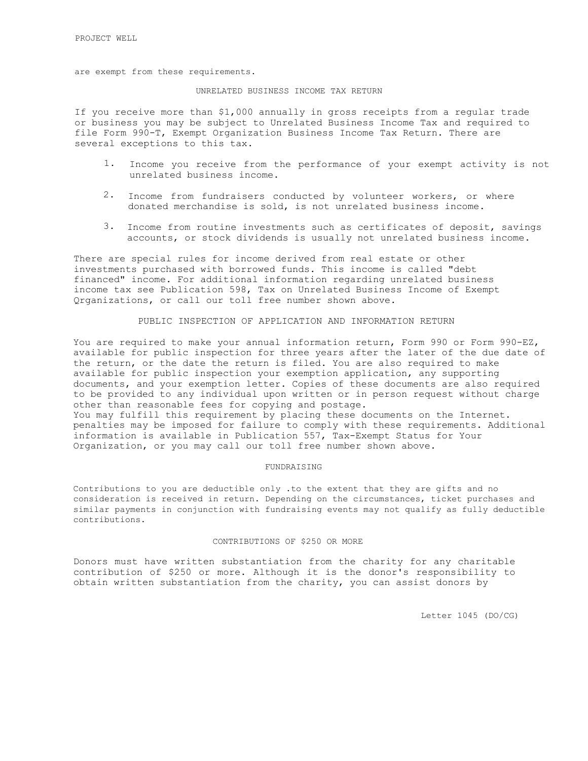are exempt from these requirements.

## UNRELATED BUSINESS INCOME TAX RETURN

If you receive more than $1,000 annually in gross receipts from a regular trade or business you may be subject to Unrelated Business Income Tax and required to file Form 990-T, Exempt Organization Business Income Tax Return. There are several exceptions to this tax.

1. Income you receive from the performance of your exempt activity is not unrelated business income.
2. Income from fundraisers conducted by volunteer workers, or where donated merchandise is sold, is not unrelated business income.
3. Income from routine investments such as certificates of deposit, savings accounts, or stock dividends is usually not unrelated business income.

There are special rules for income derived from real estate or other investments purchased with borrowed funds. This income is called "debt financed" income. For additional information regarding unrelated business income tax see Publication 598, Tax on Unrelated Business Income of Exempt Qrganizations, or call our toll free number shown above.

## PUBLIC INSPECTION OF APPLICATION AND INFORMATION RETURN

You are required to make your annual information return, Form 990 or Form 990-EZ, available for public inspection for three years after the later of the due date of the return, or the date the return is filed. You are also required to make available for public inspection your exemption application, any supporting documents, and your exemption letter. Copies of these documents are also required to be provided to any individual upon written or in person request without charge other than reasonable fees for copying and postage.
You may fulfill this requirement by placing these documents on the Internet. penalties may be imposed for failure to comply with these requirements. Additional information is available in Publication 557, Tax-Exempt Status for Your Organization, or you may call our toll free number shown above.

## FUNDRAISING

Contributions to you are deductible only .to the extent that they are gifts and no consideration is received in return. Depending on the circumstances, ticket purchases and similar payments in conjunction with fundraising events may not qualify as fully deductible contributions.

## CONTRIBUTIONS OF $250 OR MORE

Donors must have written substantiation from the charity for any charitable contribution of $250 or more. Although it is the donor's responsibility to obtain written substantiation from the charity, you can assist donors by

Letter 1045 (DO/CG)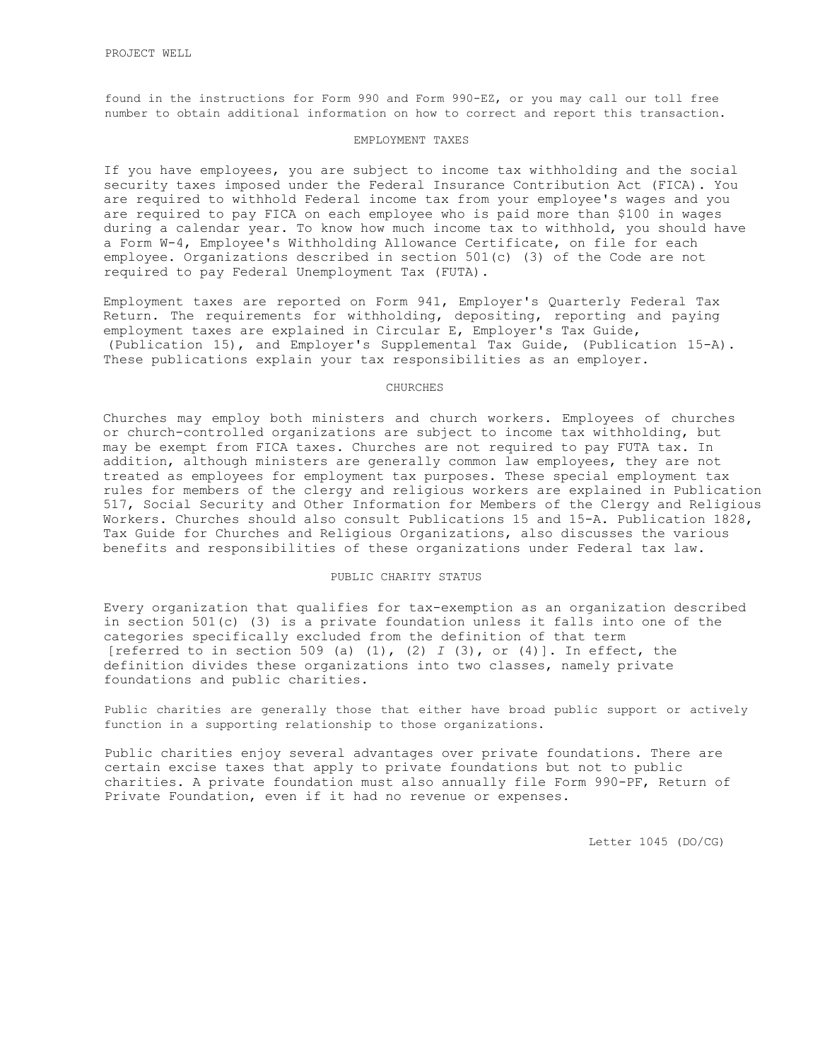found in the instructions for Form 990 and Form 990-EZ, or you may call our toll free number to obtain additional information on how to correct and report this transaction.

## EMPLOYMENT TAXES

If you have employees, you are subject to income tax withholding and the social security taxes imposed under the Federal Insurance Contribution Act (FICA). You are required to withhold Federal income tax from your employee's wages and you are required to pay FICA on each employee who is paid more than $100 in wages during a calendar year. To know how much income tax to withhold, you should have a Form W-4, Employee's Withholding Allowance Certificate, on file for each employee. Organizations described in section 501(c) (3) of the Code are not required to pay Federal Unemployment Tax (FUTA).

Employment taxes are reported on Form 941, Employer's Quarterly Federal Tax Return. The requirements for withholding, depositing, reporting and paying employment taxes are explained in Circular E, Employer's Tax Guide, (Publication 15), and Employer's Supplemental Tax Guide, (Publication 15-A). These publications explain your tax responsibilities as an employer.

## CHURCHES

Churches may employ both ministers and church workers. Employees of churches or church-controlled organizations are subject to income tax withholding, but may be exempt from FICA taxes. Churches are not required to pay FUTA tax. In addition, although ministers are generally common law employees, they are not treated as employees for employment tax purposes. These special employment tax rules for members of the clergy and religious workers are explained in Publication 517, Social Security and Other Information for Members of the Clergy and Religious Workers. Churches should also consult Publications 15 and 15-A. Publication 1828, Tax Guide for Churches and Religious Organizations, also discusses the various benefits and responsibilities of these organizations under Federal tax law.

## PUBLIC CHARITY STATUS

Every organization that qualifies for tax-exemption as an organization described in section 501(c) (3) is a private foundation unless it falls into one of the categories specifically excluded from the definition of that term [referred to in section 509 (a) (1), (2) *I* (3), or (4)]. In effect, the definition divides these organizations into two classes, namely private foundations and public charities.

Public charities are generally those that either have broad public support or actively function in a supporting relationship to those organizations.

Public charities enjoy several advantages over private foundations. There are certain excise taxes that apply to private foundations but not to public charities. A private foundation must also annually file Form 990-PF, Return of Private Foundation, even if it had no revenue or expenses.

Letter 1045 (DO/CG)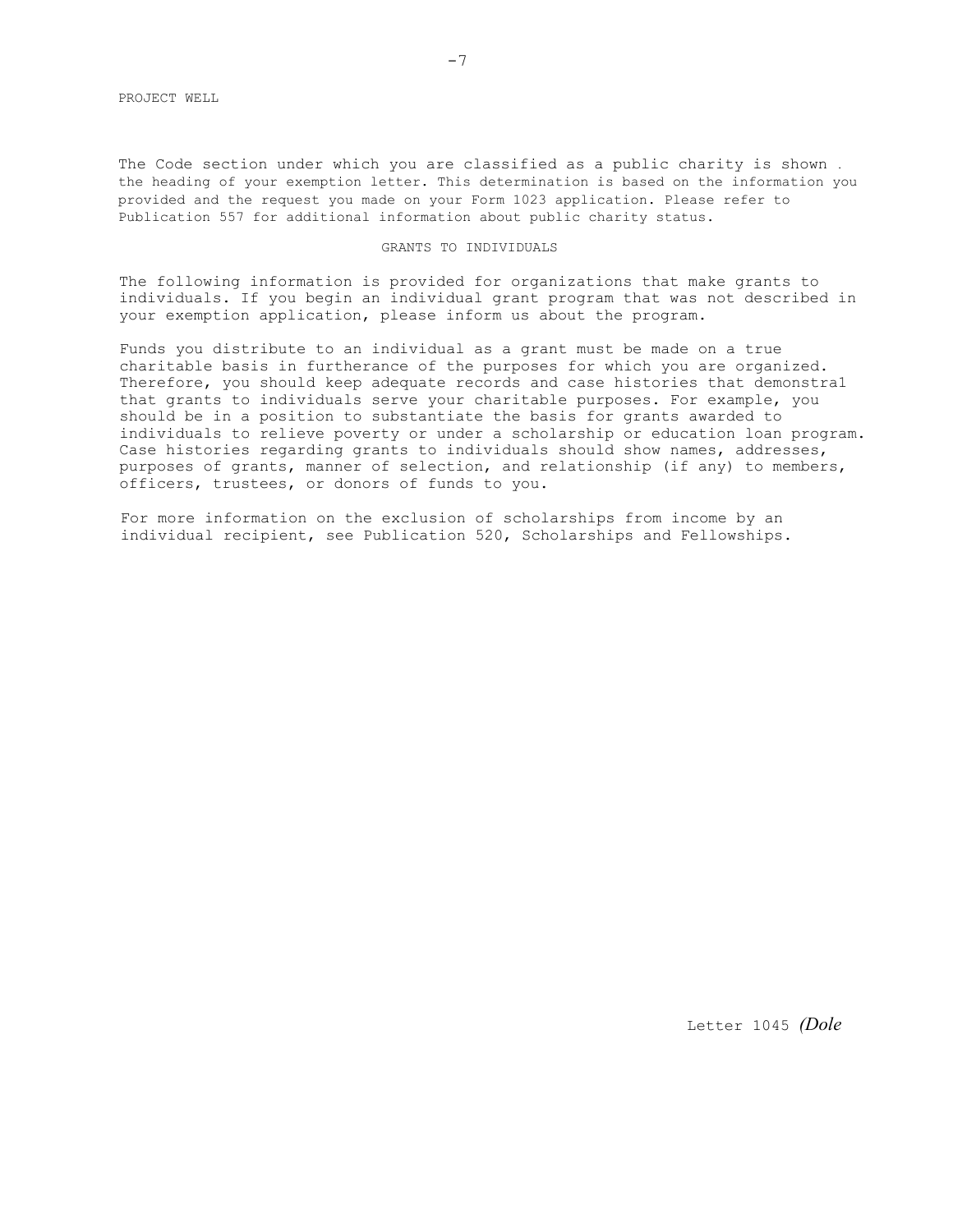The Code section under which you are classified as a public charity is shown . the heading of your exemption letter. This determination is based on the information you provided and the request you made on your Form 1023 application. Please refer to Publication 557 for additional information about public charity status.

## GRANTS TO INDIVIDUALS

The following information is provided for organizations that make grants to individuals. If you begin an individual grant program that was not described in your exemption application, please inform us about the program.

Funds you distribute to an individual as a grant must be made on a true charitable basis in furtherance of the purposes for which you are organized. Therefore, you should keep adequate records and case histories that demonstra1 that grants to individuals serve your charitable purposes. For example, you should be in a position to substantiate the basis for grants awarded to individuals to relieve poverty or under a scholarship or education loan program. Case histories regarding grants to individuals should show names, addresses, purposes of grants, manner of selection, and relationship (if any) to members, officers, trustees, or donors of funds to you.

For more information on the exclusion of scholarships from income by an individual recipient, see Publication 520, Scholarships and Fellowships.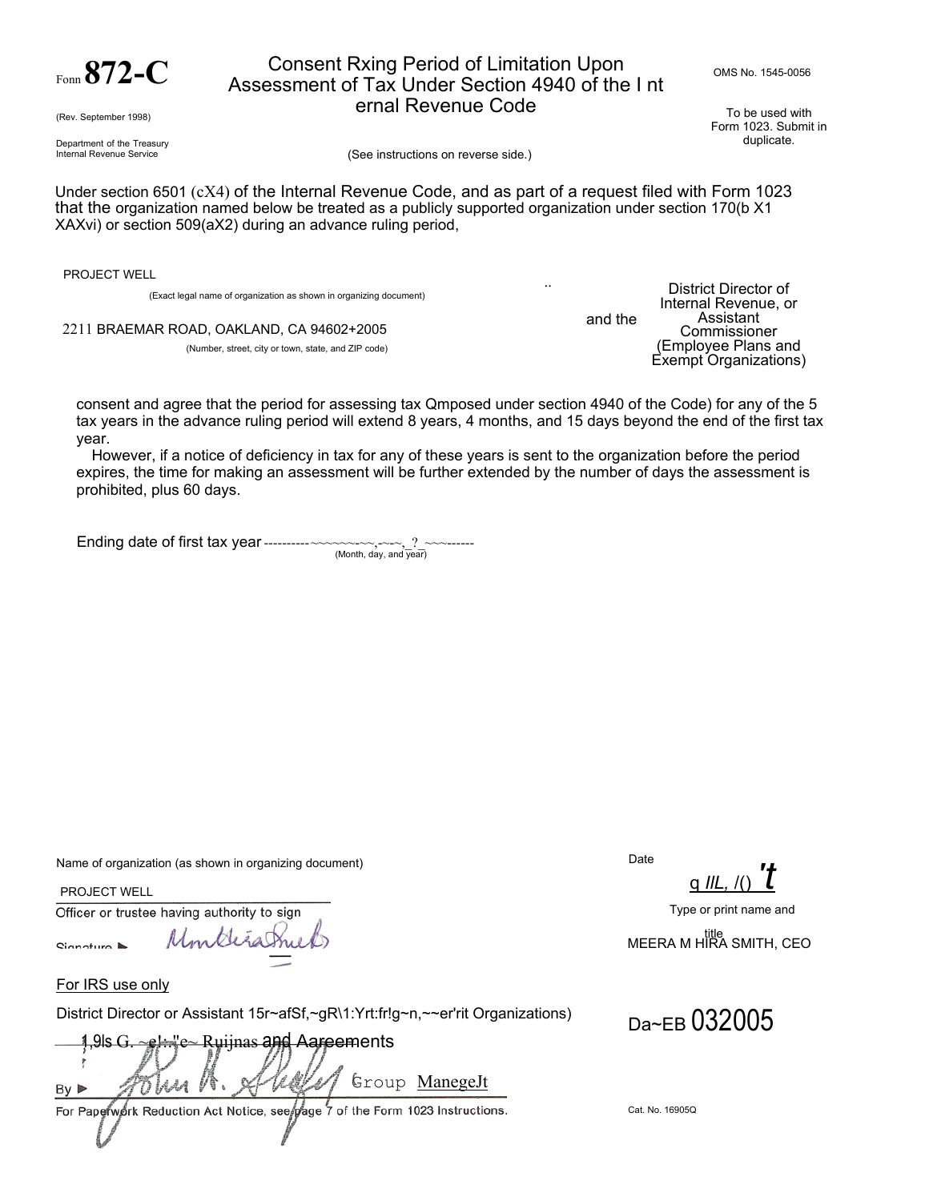Form **872-C**

(Rev. September 1998)

Department of the Treasury
Internal Revenue Service

# Consent Rxing Period of Limitation Upon Assessment of Tax Under Section 4940 of the I nt ernal Revenue Code

(See instructions on reverse side.)

OMS No. 1545-0056

To be used with Form 1023. Submit in duplicate.

Under section 6501 (cX4) of the Internal Revenue Code, and as part of a request filed with Form 1023 that the organization named below be treated as a publicly supported organization under section 170(b X1 XAXvi) or section 509(aX2) during an advance ruling period,

PROJECT WELL
(Exact legal name of organization as shown in organizing document)

2211 BRAEMAR ROAD, OAKLAND, CA 94602+2005
(Number, street, city or town, state, and ZIP code)

and the District Director of Internal Revenue, or Assistant Commissioner (Employee Plans and Exempt Organizations)

consent and agree that the period for assessing tax Qmposed under section 4940 of the Code) for any of the 5 tax years in the advance ruling period will extend 8 years, 4 months, and 15 days beyond the end of the first tax year.

However, if a notice of deficiency in tax for any of these years is sent to the organization before the period expires, the time for making an assessment will be further extended by the number of days the assessment is prohibited, plus 60 days.

Ending date of first tax year ----------~~~~~~-~~,~-~,_?_~~~------
(Month, day, and year)

Name of organization (as shown in organizing document)
PROJECT WELL

Date
q IIL, /() 't

Officer or trustee having authority to sign

Signature ►

Type or print name and title
MEERA M HIRA SMITH, CEO

For IRS use only

District Director or Assistant 15r~afSf,~gR\1:Yrt:fr!g~n,~~er'rit Organizations)

1,9ls G. ~e!:.."e~ Ruijnas and Aareements

Da~EB 032005

By ► Group ManegeJt

For Paperwork Reduction Act Notice, see page 7 of the Form 1023 Instructions.

Cat. No. 16905Q